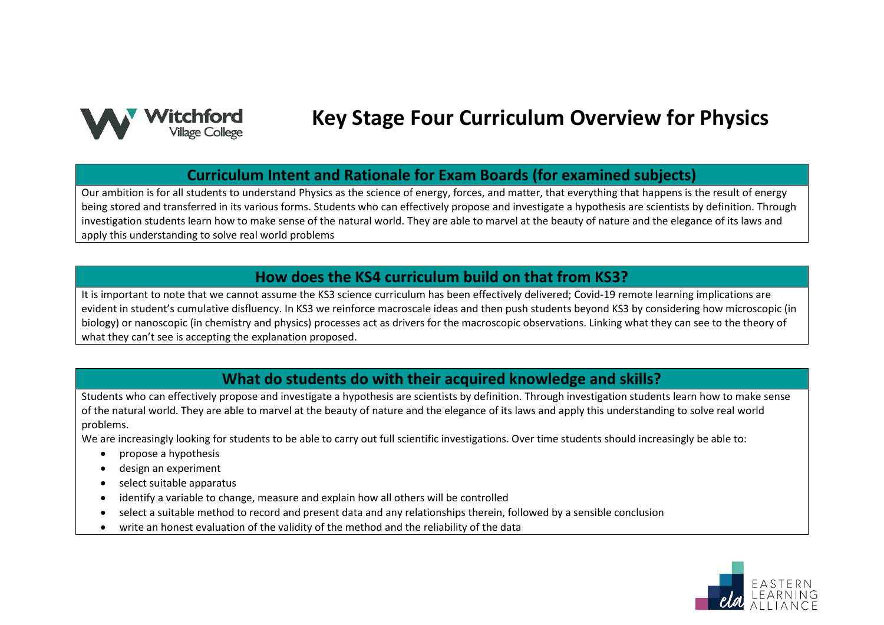# Key Stage Four Curriculum Overview for Physics

## Curriculum Intent and Rationale for Exam Boards (for examined subjects)

Our ambition is for all students to understand Physics as the science of energy, forces, and matter, that everything that happens is the result of energy being stored and transferred in its various forms. Students who can effectively propose and investigate a hypothesis are scientists by definition. Through investigation students learn how to make sense of the natural world. They are able to marvel at the beauty of nature and the elegance of its laws and apply this understanding to solve real world problems

## How does the KS4 curriculum build on that from KS3?

It is important to note that we cannot assume the KS3 science curriculum has been effectively delivered; Covid-19 remote learning implications are evident in student's cumulative disfluency. In KS3 we reinforce macroscale ideas and then push students beyond KS3 by considering how microscopic (in biology) or nanoscopic (in chemistry and physics) processes act as drivers for the macroscopic observations. Linking what they can see to the theory of what they can't see is accepting the explanation proposed.

## What do students do with their acquired knowledge and skills?

Students who can effectively propose and investigate a hypothesis are scientists by definition. Through investigation students learn how to make sense of the natural world. They are able to marvel at the beauty of nature and the elegance of its laws and apply this understanding to solve real world problems.

We are increasingly looking for students to be able to carry out full scientific investigations. Over time students should increasingly be able to:

- propose a hypothesis
- design an experiment
- select suitable apparatus
- identify a variable to change, measure and explain how all others will be controlled
- select a suitable method to record and present data and any relationships therein, followed by a sensible conclusion
- write an honest evaluation of the validity of the method and the reliability of the data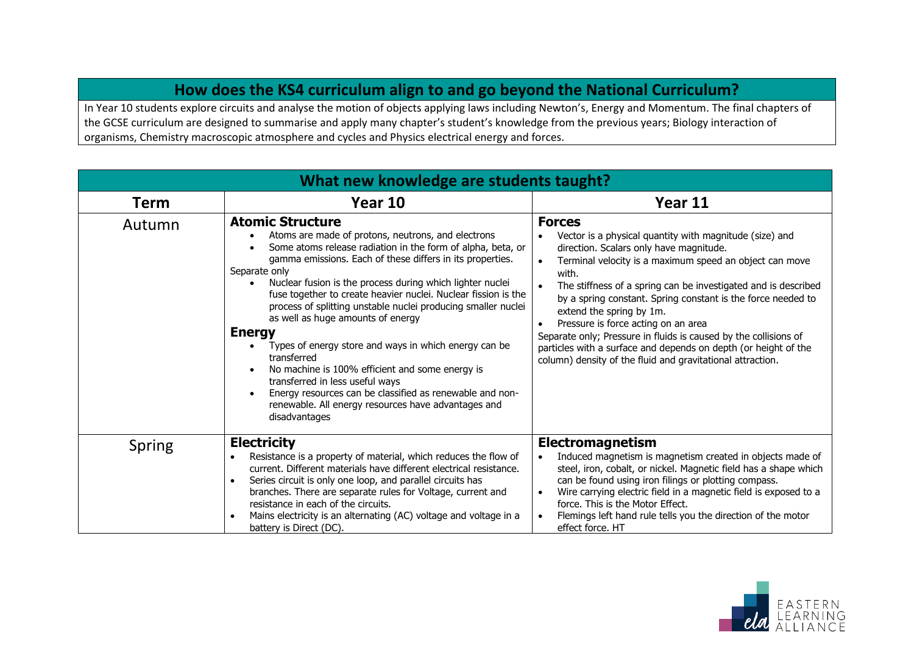## How does the KS4 curriculum align to and go beyond the National Curriculum?

In Year 10 students explore circuits and analyse the motion of objects applying laws including Newton's, Energy and Momentum. The final chapters of the GCSE curriculum are designed to summarise and apply many chapter's student's knowledge from the previous years; Biology interaction of organisms, Chemistry macroscopic atmosphere and cycles and Physics electrical energy and forces.

## What new knowledge are students taught?

| Term | Year 10 | Year 11 |
|---|---|---|
| Autumn | **Atomic Structure**<br>• Atoms are made of protons, neutrons, and electrons<br>• Some atoms release radiation in the form of alpha, beta, or gamma emissions. Each of these differs in its properties.<br>Separate only<br>• Nuclear fusion is the process during which lighter nuclei fuse together to create heavier nuclei. Nuclear fission is the process of splitting unstable nuclei producing smaller nuclei as well as huge amounts of energy<br>**Energy**<br>• Types of energy store and ways in which energy can be transferred<br>• No machine is 100% efficient and some energy is transferred in less useful ways<br>• Energy resources can be classified as renewable and non-renewable. All energy resources have advantages and disadvantages | **Forces**<br>• Vector is a physical quantity with magnitude (size) and direction. Scalars only have magnitude.<br>• Terminal velocity is a maximum speed an object can move with.<br>• The stiffness of a spring can be investigated and is described by a spring constant. Spring constant is the force needed to extend the spring by 1m.<br>• Pressure is force acting on an area<br>Separate only; Pressure in fluids is caused by the collisions of particles with a surface and depends on depth (or height of the column) density of the fluid and gravitational attraction. |
| Spring | **Electricity**<br>• Resistance is a property of material, which reduces the flow of current. Different materials have different electrical resistance.<br>• Series circuit is only one loop, and parallel circuits has branches. There are separate rules for Voltage, current and resistance in each of the circuits.<br>• Mains electricity is an alternating (AC) voltage and voltage in a battery is Direct (DC). | **Electromagnetism**<br>• Induced magnetism is magnetism created in objects made of steel, iron, cobalt, or nickel. Magnetic field has a shape which can be found using iron filings or plotting compass.<br>• Wire carrying electric field in a magnetic field is exposed to a force. This is the Motor Effect.<br>• Flemings left hand rule tells you the direction of the motor effect force. HT |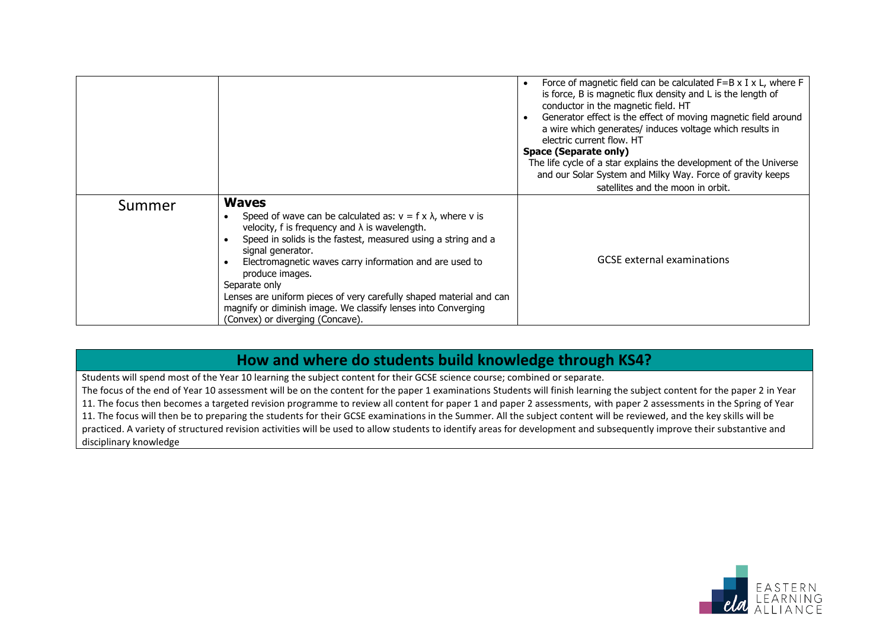| | | |
|---|---|---|
| | | • Force of magnetic field can be calculated F=B x I x L, where F is force, B is magnetic flux density and L is the length of conductor in the magnetic field. HT<br>• Generator effect is the effect of moving magnetic field around a wire which generates/ induces voltage which results in electric current flow. HT<br>**Space (Separate only)**<br>The life cycle of a star explains the development of the Universe and our Solar System and Milky Way. Force of gravity keeps satellites and the moon in orbit. |
| Summer | **Waves**<br>• Speed of wave can be calculated as: $v = f \times \lambda$, where v is velocity, f is frequency and $\lambda$ is wavelength.<br>• Speed in solids is the fastest, measured using a string and a signal generator.<br>• Electromagnetic waves carry information and are used to produce images.<br>Separate only<br>Lenses are uniform pieces of very carefully shaped material and can magnify or diminish image. We classify lenses into Converging (Convex) or diverging (Concave). | GCSE external examinations |

## How and where do students build knowledge through KS4?

Students will spend most of the Year 10 learning the subject content for their GCSE science course; combined or separate.
The focus of the end of Year 10 assessment will be on the content for the paper 1 examinations Students will finish learning the subject content for the paper 2 in Year 11. The focus then becomes a targeted revision programme to review all content for paper 1 and paper 2 assessments, with paper 2 assessments in the Spring of Year 11. The focus will then be to preparing the students for their GCSE examinations in the Summer. All the subject content will be reviewed, and the key skills will be practiced. A variety of structured revision activities will be used to allow students to identify areas for development and subsequently improve their substantive and disciplinary knowledge